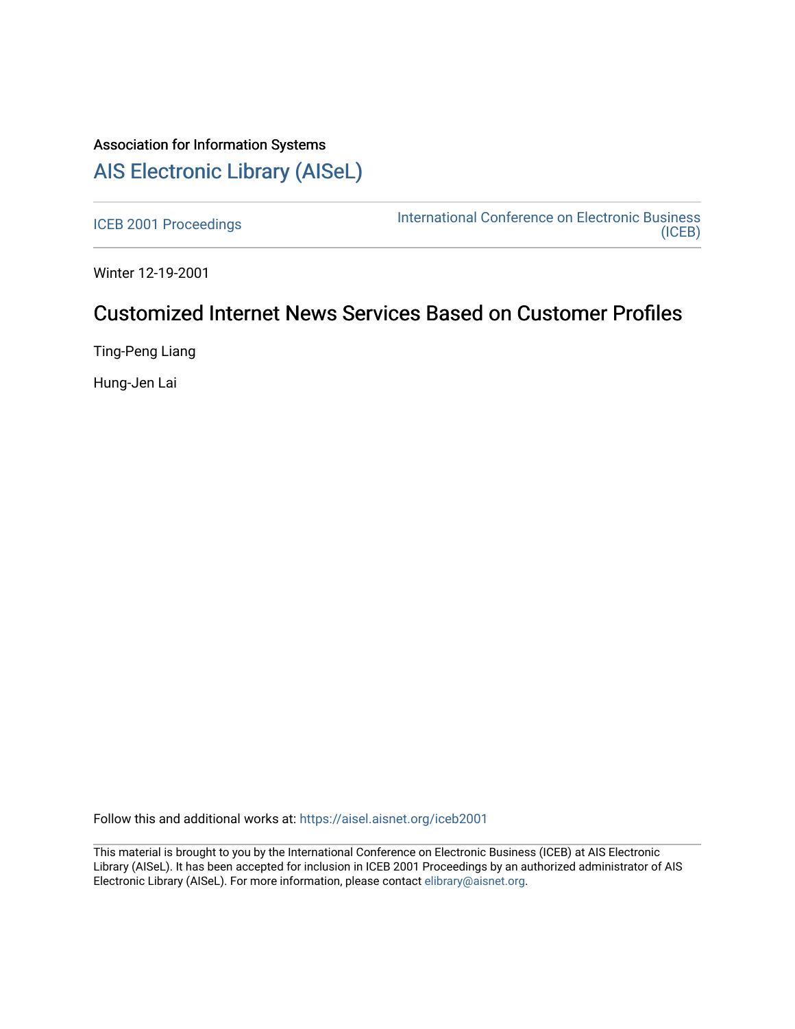Association for Information Systems

# AIS Electronic Library (AISeL)

ICEB 2001 Proceedings

International Conference on Electronic Business (ICEB)

Winter 12-19-2001

## Customized Internet News Services Based on Customer Profiles

Ting-Peng Liang

Hung-Jen Lai

Follow this and additional works at: https://aisel.aisnet.org/iceb2001

This material is brought to you by the International Conference on Electronic Business (ICEB) at AIS Electronic Library (AISeL). It has been accepted for inclusion in ICEB 2001 Proceedings by an authorized administrator of AIS Electronic Library (AISeL). For more information, please contact elibrary@aisnet.org.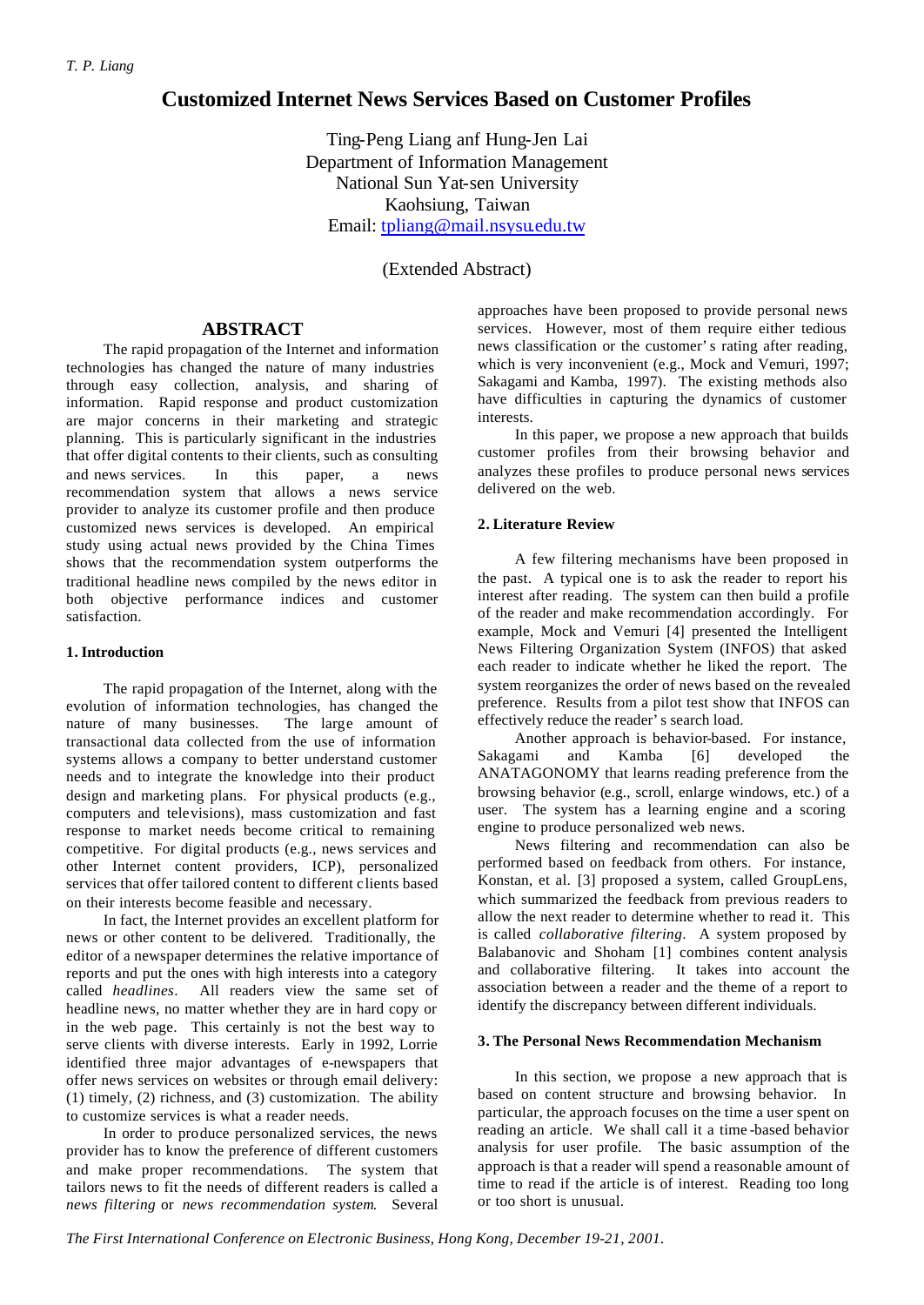# Customized Internet News Services Based on Customer Profiles

Ting-Peng Liang anf Hung-Jen Lai
Department of Information Management
National Sun Yat-sen University
Kaohsiung, Taiwan
Email: tpliang@mail.nsysu.edu.tw

(Extended Abstract)

## ABSTRACT

The rapid propagation of the Internet and information technologies has changed the nature of many industries through easy collection, analysis, and sharing of information. Rapid response and product customization are major concerns in their marketing and strategic planning. This is particularly significant in the industries that offer digital contents to their clients, such as consulting and news services. In this paper, a news recommendation system that allows a news service provider to analyze its customer profile and then produce customized news services is developed. An empirical study using actual news provided by the China Times shows that the recommendation system outperforms the traditional headline news compiled by the news editor in both objective performance indices and customer satisfaction.

### 1. Introduction

The rapid propagation of the Internet, along with the evolution of information technologies, has changed the nature of many businesses. The large amount of transactional data collected from the use of information systems allows a company to better understand customer needs and to integrate the knowledge into their product design and marketing plans. For physical products (e.g., computers and televisions), mass customization and fast response to market needs become critical to remaining competitive. For digital products (e.g., news services and other Internet content providers, ICP), personalized services that offer tailored content to different clients based on their interests become feasible and necessary.

In fact, the Internet provides an excellent platform for news or other content to be delivered. Traditionally, the editor of a newspaper determines the relative importance of reports and put the ones with high interests into a category called *headlines*. All readers view the same set of headline news, no matter whether they are in hard copy or in the web page. This certainly is not the best way to serve clients with diverse interests. Early in 1992, Lorrie identified three major advantages of e-newspapers that offer news services on websites or through email delivery: (1) timely, (2) richness, and (3) customization. The ability to customize services is what a reader needs.

In order to produce personalized services, the news provider has to know the preference of different customers and make proper recommendations. The system that tailors news to fit the needs of different readers is called a *news filtering* or *news recommendation system*. Several approaches have been proposed to provide personal news services. However, most of them require either tedious news classification or the customer's rating after reading, which is very inconvenient (e.g., Mock and Vemuri, 1997; Sakagami and Kamba, 1997). The existing methods also have difficulties in capturing the dynamics of customer interests.

In this paper, we propose a new approach that builds customer profiles from their browsing behavior and analyzes these profiles to produce personal news services delivered on the web.

### 2. Literature Review

A few filtering mechanisms have been proposed in the past. A typical one is to ask the reader to report his interest after reading. The system can then build a profile of the reader and make recommendation accordingly. For example, Mock and Vemuri [4] presented the Intelligent News Filtering Organization System (INFOS) that asked each reader to indicate whether he liked the report. The system reorganizes the order of news based on the revealed preference. Results from a pilot test show that INFOS can effectively reduce the reader's search load.

Another approach is behavior-based. For instance, Sakagami and Kamba [6] developed the ANATAGONOMY that learns reading preference from the browsing behavior (e.g., scroll, enlarge windows, etc.) of a user. The system has a learning engine and a scoring engine to produce personalized web news.

News filtering and recommendation can also be performed based on feedback from others. For instance, Konstan, et al. [3] proposed a system, called GroupLens, which summarized the feedback from previous readers to allow the next reader to determine whether to read it. This is called *collaborative filtering*. A system proposed by Balabanovic and Shoham [1] combines content analysis and collaborative filtering. It takes into account the association between a reader and the theme of a report to identify the discrepancy between different individuals.

### 3. The Personal News Recommendation Mechanism

In this section, we propose a new approach that is based on content structure and browsing behavior. In particular, the approach focuses on the time a user spent on reading an article. We shall call it a time-based behavior analysis for user profile. The basic assumption of the approach is that a reader will spend a reasonable amount of time to read if the article is of interest. Reading too long or too short is unusual.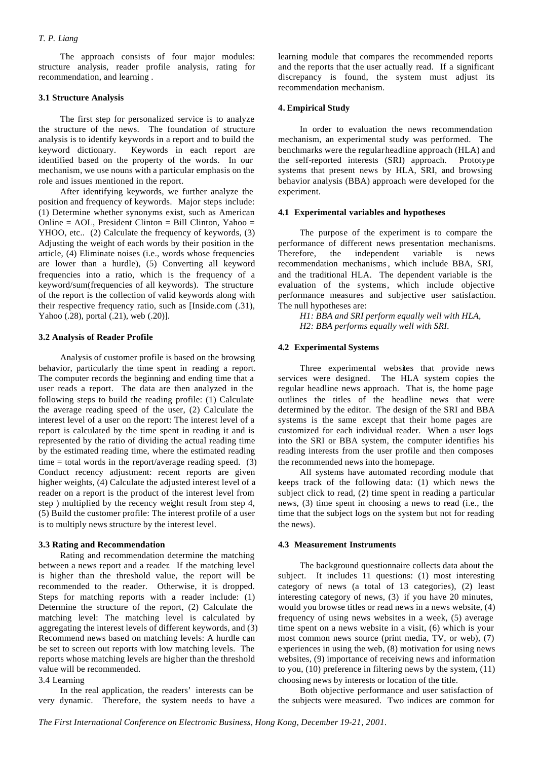The approach consists of four major modules: structure analysis, reader profile analysis, rating for recommendation, and learning .

### 3.1 Structure Analysis

The first step for personalized service is to analyze the structure of the news. The foundation of structure analysis is to identify keywords in a report and to build the keyword dictionary. Keywords in each report are identified based on the property of the words. In our mechanism, we use nouns with a particular emphasis on the role and issues mentioned in the report.

After identifying keywords, we further analyze the position and frequency of keywords. Major steps include: (1) Determine whether synonyms exist, such as American Online = AOL, President Clinton = Bill Clinton, Yahoo = YHOO, etc.. (2) Calculate the frequency of keywords, (3) Adjusting the weight of each words by their position in the article, (4) Eliminate noises (i.e., words whose frequencies are lower than a hurdle), (5) Converting all keyword frequencies into a ratio, which is the frequency of a keyword/sum(frequencies of all keywords). The structure of the report is the collection of valid keywords along with their respective frequency ratio, such as [Inside.com (.31), Yahoo (.28), portal (.21), web (.20)].

### 3.2 Analysis of Reader Profile

Analysis of customer profile is based on the browsing behavior, particularly the time spent in reading a report. The computer records the beginning and ending time that a user reads a report. The data are then analyzed in the following steps to build the reading profile: (1) Calculate the average reading speed of the user, (2) Calculate the interest level of a user on the report: The interest level of a report is calculated by the time spent in reading it and is represented by the ratio of dividing the actual reading time by the estimated reading time, where the estimated reading time = total words in the report/average reading speed. (3) Conduct recency adjustment: recent reports are given higher weights, (4) Calculate the adjusted interest level of a reader on a report is the product of the interest level from step ) multiplied by the recency weight result from step 4, (5) Build the customer profile: The interest profile of a user is to multiply news structure by the interest level.

### 3.3 Rating and Recommendation

Rating and recommendation determine the matching between a news report and a reader. If the matching level is higher than the threshold value, the report will be recommended to the reader. Otherwise, it is dropped. Steps for matching reports with a reader include: (1) Determine the structure of the report, (2) Calculate the matching level: The matching level is calculated by aggregating the interest levels of different keywords, and (3) Recommend news based on matching levels: A hurdle can be set to screen out reports with low matching levels. The reports whose matching levels are higher than the threshold value will be recommended.

3.4 Learning

In the real application, the readers' interests can be very dynamic. Therefore, the system needs to have a learning module that compares the recommended reports and the reports that the user actually read. If a significant discrepancy is found, the system must adjust its recommendation mechanism.

## 4. Empirical Study

In order to evaluation the news recommendation mechanism, an experimental study was performed. The benchmarks were the regular headline approach (HLA) and the self-reported interests (SRI) approach. Prototype systems that present news by HLA, SRI, and browsing behavior analysis (BBA) approach were developed for the experiment.

### 4.1 Experimental variables and hypotheses

The purpose of the experiment is to compare the performance of different news presentation mechanisms. Therefore, the independent variable is news recommendation mechanisms, which include BBA, SRI, and the traditional HLA. The dependent variable is the evaluation of the systems, which include objective performance measures and subjective user satisfaction. The null hypotheses are:

*H1: BBA and SRI perform equally well with HLA,*
*H2: BBA performs equally well with SRI.*

### 4.2 Experimental Systems

Three experimental websites that provide news services were designed. The HLA system copies the regular headline news approach. That is, the home page outlines the titles of the headline news that were determined by the editor. The design of the SRI and BBA systems is the same except that their home pages are customized for each individual reader. When a user logs into the SRI or BBA system, the computer identifies his reading interests from the user profile and then composes the recommended news into the homepage.

All systems have automated recording module that keeps track of the following data: (1) which news the subject click to read, (2) time spent in reading a particular news, (3) time spent in choosing a news to read (i.e., the time that the subject logs on the system but not for reading the news).

### 4.3 Measurement Instruments

The background questionnaire collects data about the subject. It includes 11 questions: (1) most interesting category of news (a total of 13 categories), (2) least interesting category of news, (3) if you have 20 minutes, would you browse titles or read news in a news website, (4) frequency of using news websites in a week, (5) average time spent on a news website in a visit, (6) which is your most common news source (print media, TV, or web), (7) experiences in using the web, (8) motivation for using news websites, (9) importance of receiving news and information to you, (10) preference in filtering news by the system, (11) choosing news by interests or location of the title.

Both objective performance and user satisfaction of the subjects were measured. Two indices are common for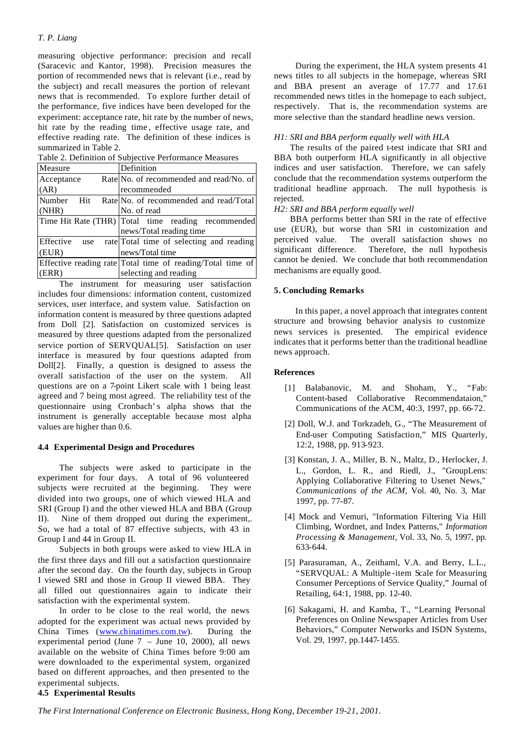measuring objective performance: precision and recall (Saracevic and Kantor, 1998). Precision measures the portion of recommended news that is relevant (i.e., read by the subject) and recall measures the portion of relevant news that is recommended. To explore further detail of the performance, five indices have been developed for the experiment: acceptance rate, hit rate by the number of news, hit rate by the reading time, effective usage rate, and effective reading rate. The definition of these indices is summarized in Table 2.

Table 2. Definition of Subjective Performance Measures

| Measure | Definition |
|---|---|
| Acceptance Rate (AR) | No. of recommended and read/No. of recommended |
| Number Hit Rate (NHR) | No. of recommended and read/Total No. of read |
| Time Hit Rate (THR) | Total time reading recommended news/Total reading time |
| Effective use rate (EUR) | Total time of selecting and reading news/Total time |
| Effective reading rate (ERR) | Total time of reading/Total time of selecting and reading |

The instrument for measuring user satisfaction includes four dimensions: information content, customized services, user interface, and system value. Satisfaction on information content is measured by three questions adapted from Doll [2]. Satisfaction on customized services is measured by three questions adapted from the personalized service portion of SERVQUAL[5]. Satisfaction on user interface is measured by four questions adapted from Doll[2]. Finally, a question is designed to assess the overall satisfaction of the user on the system. All questions are on a 7-point Likert scale with 1 being least agreed and 7 being most agreed. The reliability test of the questionnaire using Cronbach's alpha shows that the instrument is generally acceptable because most alpha values are higher than 0.6.

### 4.4 Experimental Design and Procedures

The subjects were asked to participate in the experiment for four days. A total of 96 volunteered subjects were recruited at the beginning. They were divided into two groups, one of which viewed HLA and SRI (Group I) and the other viewed HLA and BBA (Group II). Nine of them dropped out during the experiment,. So, we had a total of 87 effective subjects, with 43 in Group I and 44 in Group II.

Subjects in both groups were asked to view HLA in the first three days and fill out a satisfaction questionnaire after the second day. On the fourth day, subjects in Group I viewed SRI and those in Group II viewed BBA. They all filled out questionnaires again to indicate their satisfaction with the experimental system.

In order to be close to the real world, the news adopted for the experiment was actual news provided by China Times (www.chinatimes.com.tw). During the experimental period (June 7 – June 10, 2000), all news available on the website of China Times before 9:00 am were downloaded to the experimental system, organized based on different approaches, and then presented to the experimental subjects.

### 4.5 Experimental Results

During the experiment, the HLA system presents 41 news titles to all subjects in the homepage, whereas SRI and BBA present an average of 17.77 and 17.61 recommended news titles in the homepage to each subject, respectively. That is, the recommendation systems are more selective than the standard headline news version.

*H1: SRI and BBA perform equally well with HLA*

The results of the paired t-test indicate that SRI and BBA both outperform HLA significantly in all objective indices and user satisfaction. Therefore, we can safely conclude that the recommendation systems outperform the traditional headline approach. The null hypothesis is rejected.

*H2: SRI and BBA perform equally well*

BBA performs better than SRI in the rate of effective use (EUR), but worse than SRI in customization and perceived value. The overall satisfaction shows no significant difference. Therefore, the null hypothesis cannot be denied. We conclude that both recommendation mechanisms are equally good.

## 5. Concluding Remarks

In this paper, a novel approach that integrates content structure and browsing behavior analysis to customize news services is presented. The empirical evidence indicates that it performs better than the traditional headline news approach.

## References

[1] Balabanovic, M. and Shoham, Y., "Fab: Content-based Collaborative Recommendataion," Communications of the ACM, 40:3, 1997, pp. 66-72.

[2] Doll, W.J. and Torkzadeh, G., "The Measurement of End-user Computing Satisfaction," MIS Quarterly, 12:2, 1988, pp. 913-923.

[3] Konstan, J. A., Miller, B. N., Maltz, D., Herlocker, J. L., Gordon, L. R., and Riedl, J., "GroupLens: Applying Collaborative Filtering to Usenet News," *Communications of the ACM*, Vol. 40, No. 3, Mar 1997, pp. 77-87.

[4] Mock and Vemuri, "Information Filtering Via Hill Climbing, Wordnet, and Index Patterns," *Information Processing & Management*, Vol. 33, No. 5, 1997, pp. 633-644.

[5] Parasuraman, A., Zeithaml, V.A. and Berry, L.L., "SERVQUAL: A Multiple-item Scale for Measuring Consumer Perceptions of Service Quality," Journal of Retailing, 64:1, 1988, pp. 12-40.

[6] Sakagami, H. and Kamba, T., "Learning Personal Preferences on Online Newspaper Articles from User Behaviors," Computer Networks and ISDN Systems, Vol. 29, 1997, pp.1447-1455.